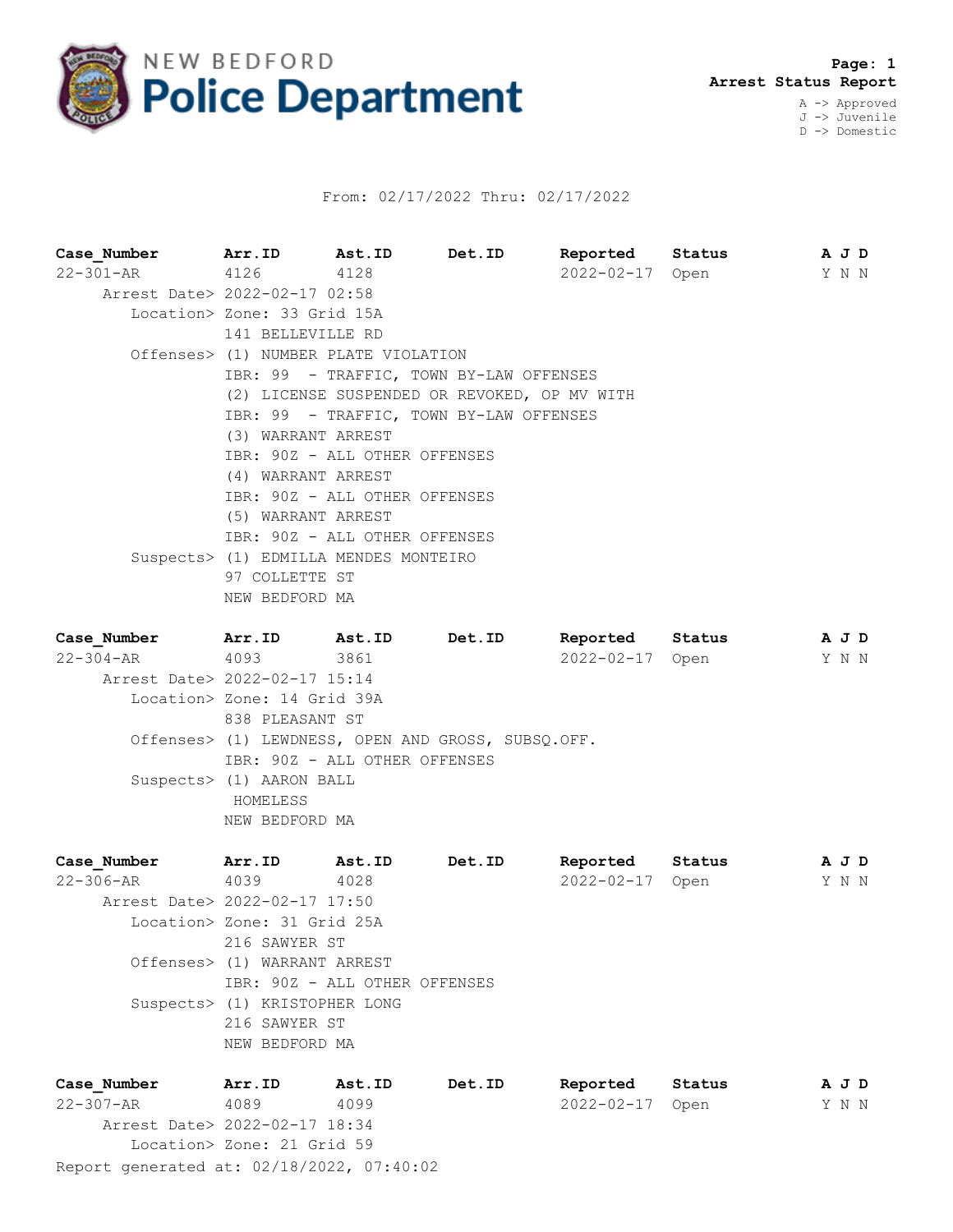# NEW BEDFORD Police Department

**Page: 1**
**Arrest Status Report**

A -> Approved
J -> Juvenile
D -> Domestic

From: 02/17/2022 Thru: 02/17/2022

| Case_Number | Arr.ID | Ast.ID | Det.ID | Reported | Status | A J D |
|---|---|---|---|---|---|---|
| 22-301-AR | 4126 | 4128 | | 2022-02-17 | Open | Y N N |

Arrest Date> 2022-02-17 02:58
Location> Zone: 33 Grid 15A
141 BELLEVILLE RD
Offenses> (1) NUMBER PLATE VIOLATION
IBR: 99 - TRAFFIC, TOWN BY-LAW OFFENSES
(2) LICENSE SUSPENDED OR REVOKED, OP MV WITH
IBR: 99 - TRAFFIC, TOWN BY-LAW OFFENSES
(3) WARRANT ARREST
IBR: 90Z - ALL OTHER OFFENSES
(4) WARRANT ARREST
IBR: 90Z - ALL OTHER OFFENSES
(5) WARRANT ARREST
IBR: 90Z - ALL OTHER OFFENSES
Suspects> (1) EDMILLA MENDES MONTEIRO
97 COLLETTE ST
NEW BEDFORD MA

| Case_Number | Arr.ID | Ast.ID | Det.ID | Reported | Status | A J D |
|---|---|---|---|---|---|---|
| 22-304-AR | 4093 | 3861 | | 2022-02-17 | Open | Y N N |

Arrest Date> 2022-02-17 15:14
Location> Zone: 14 Grid 39A
838 PLEASANT ST
Offenses> (1) LEWDNESS, OPEN AND GROSS, SUBSQ.OFF.
IBR: 90Z - ALL OTHER OFFENSES
Suspects> (1) AARON BALL
HOMELESS
NEW BEDFORD MA

| Case_Number | Arr.ID | Ast.ID | Det.ID | Reported | Status | A J D |
|---|---|---|---|---|---|---|
| 22-306-AR | 4039 | 4028 | | 2022-02-17 | Open | Y N N |

Arrest Date> 2022-02-17 17:50
Location> Zone: 31 Grid 25A
216 SAWYER ST
Offenses> (1) WARRANT ARREST
IBR: 90Z - ALL OTHER OFFENSES
Suspects> (1) KRISTOPHER LONG
216 SAWYER ST
NEW BEDFORD MA

| Case_Number | Arr.ID | Ast.ID | Det.ID | Reported | Status | A J D |
|---|---|---|---|---|---|---|
| 22-307-AR | 4089 | 4099 | | 2022-02-17 | Open | Y N N |

Arrest Date> 2022-02-17 18:34
Location> Zone: 21 Grid 59

Report generated at: 02/18/2022, 07:40:02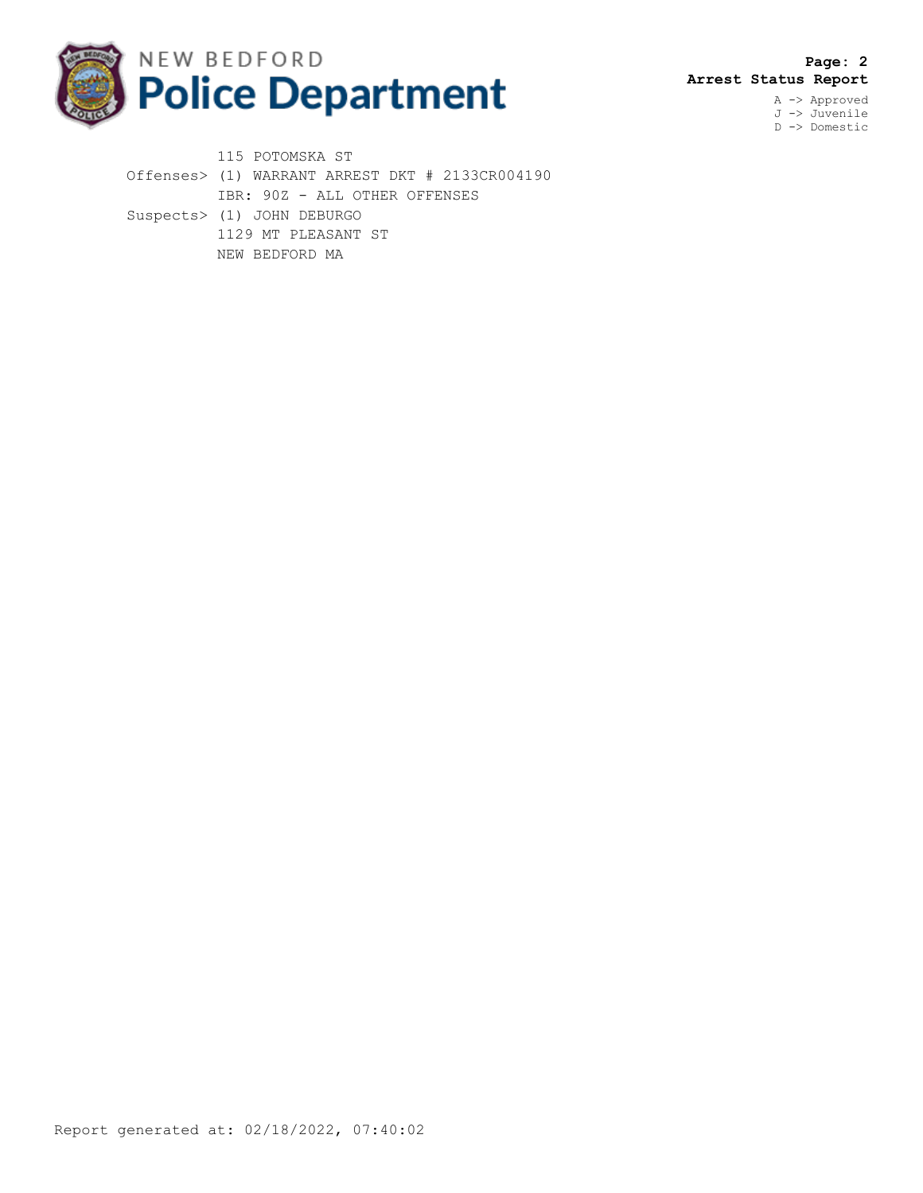# NEW BEDFORD Police Department

**Arrest Status Report**

A -> Approved
J -> Juvenile
D -> Domestic

```
          115 POTOMSKA ST
Offenses> (1) WARRANT ARREST DKT # 2133CR004190
          IBR: 90Z - ALL OTHER OFFENSES
Suspects> (1) JOHN DEBURGO
          1129 MT PLEASANT ST
          NEW BEDFORD MA
```

Report generated at: 02/18/2022, 07:40:02